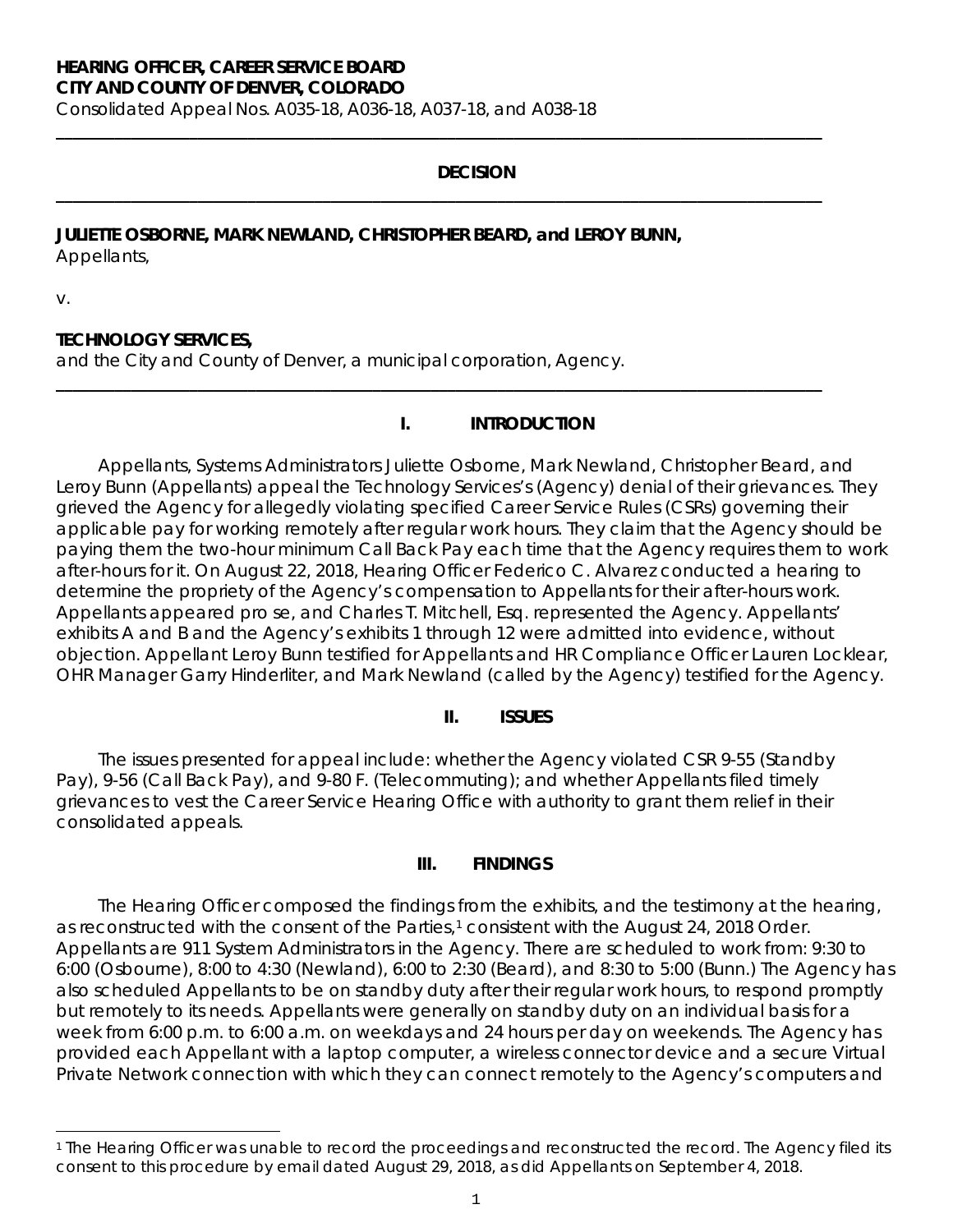**HEARING OFFICER, CAREER SERVICE BOARD**
**CITY AND COUNTY OF DENVER, COLORADO**
Consolidated Appeal Nos. A035-18, A036-18, A037-18, and A038-18

---

**DECISION**

---

**JULIETTE OSBORNE, MARK NEWLAND, CHRISTOPHER BEARD, and LEROY BUNN,**
Appellants,

v.

**TECHNOLOGY SERVICES,**
and the City and County of Denver, a municipal corporation, Agency.

---

## I. INTRODUCTION

Appellants, Systems Administrators Juliette Osborne, Mark Newland, Christopher Beard, and Leroy Bunn (Appellants) appeal the Technology Services's (Agency) denial of their grievances. They grieved the Agency for allegedly violating specified Career Service Rules (CSRs) governing their applicable pay for working remotely after regular work hours. They claim that the Agency should be paying them the two-hour minimum Call Back Pay each time that the Agency requires them to work after-hours for it. On August 22, 2018, Hearing Officer Federico C. Alvarez conducted a hearing to determine the propriety of the Agency's compensation to Appellants for their after-hours work. Appellants appeared pro se, and Charles T. Mitchell, Esq. represented the Agency. Appellants' exhibits A and B and the Agency's exhibits 1 through 12 were admitted into evidence, without objection. Appellant Leroy Bunn testified for Appellants and HR Compliance Officer Lauren Locklear, OHR Manager Garry Hinderliter, and Mark Newland (called by the Agency) testified for the Agency.

## II. ISSUES

The issues presented for appeal include: whether the Agency violated CSR 9-55 (Standby Pay), 9-56 (Call Back Pay), and 9-80 F. (Telecommuting); and whether Appellants filed timely grievances to vest the Career Service Hearing Office with authority to grant them relief in their consolidated appeals.

## III. FINDINGS

The Hearing Officer composed the findings from the exhibits, and the testimony at the hearing, as reconstructed with the consent of the Parties,[1] consistent with the August 24, 2018 Order. Appellants are 911 System Administrators in the Agency. There are scheduled to work from: 9:30 to 6:00 (Osbourne), 8:00 to 4:30 (Newland), 6:00 to 2:30 (Beard), and 8:30 to 5:00 (Bunn.) The Agency has also scheduled Appellants to be on standby duty after their regular work hours, to respond promptly but remotely to its needs. Appellants were generally on standby duty on an individual basis for a week from 6:00 p.m. to 6:00 a.m. on weekdays and 24 hours per day on weekends. The Agency has provided each Appellant with a laptop computer, a wireless connector device and a secure Virtual Private Network connection with which they can connect remotely to the Agency's computers and

---

[1] The Hearing Officer was unable to record the proceedings and reconstructed the record. The Agency filed its consent to this procedure by email dated August 29, 2018, as did Appellants on September 4, 2018.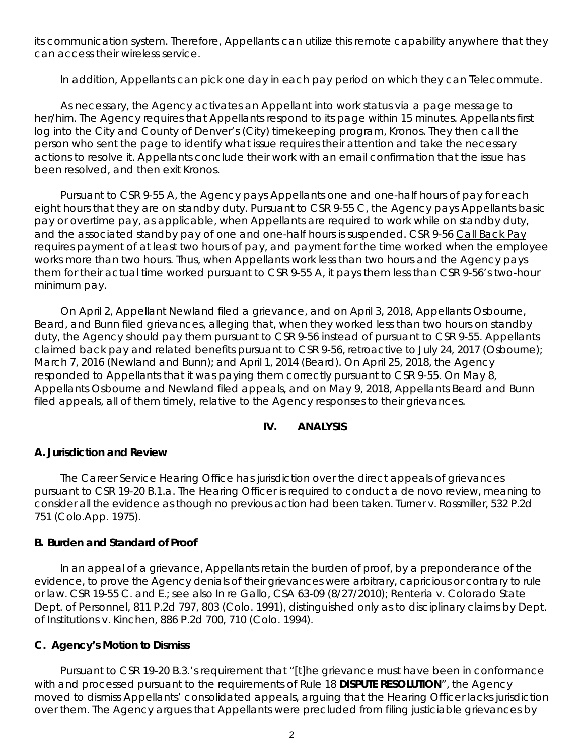its communication system. Therefore, Appellants can utilize this remote capability anywhere that they can access their wireless service.

In addition, Appellants can pick one day in each pay period on which they can Telecommute.

As necessary, the Agency activates an Appellant into work status via a page message to her/him. The Agency requires that Appellants respond to its page within 15 minutes. Appellants first log into the City and County of Denver's (City) timekeeping program, Kronos. They then call the person who sent the page to identify what issue requires their attention and take the necessary actions to resolve it. Appellants conclude their work with an email confirmation that the issue has been resolved, and then exit Kronos.

Pursuant to CSR 9-55 A, the Agency pays Appellants one and one-half hours of pay for each eight hours that they are on standby duty. Pursuant to CSR 9-55 C, the Agency pays Appellants basic pay or overtime pay, as applicable, when Appellants are required to work while on standby duty, and the associated standby pay of one and one-half hours is suspended. CSR 9-56 Call Back Pay requires payment of at least two hours of pay, and payment for the time worked when the employee works more than two hours. Thus, when Appellants work less than two hours and the Agency pays them for their actual time worked pursuant to CSR 9-55 A, it pays them less than CSR 9-56's two-hour minimum pay.

On April 2, Appellant Newland filed a grievance, and on April 3, 2018, Appellants Osbourne, Beard, and Bunn filed grievances, alleging that, when they worked less than two hours on standby duty, the Agency should pay them pursuant to CSR 9-56 instead of pursuant to CSR 9-55. Appellants claimed back pay and related benefits pursuant to CSR 9-56, retroactive to July 24, 2017 (Osbourne); March 7, 2016 (Newland and Bunn); and April 1, 2014 (Beard). On April 25, 2018, the Agency responded to Appellants that it was paying them correctly pursuant to CSR 9-55. On May 8, Appellants Osbourne and Newland filed appeals, and on May 9, 2018, Appellants Beard and Bunn filed appeals, all of them timely, relative to the Agency responses to their grievances.

## IV. ANALYSIS

### A. Jurisdiction and Review

The Career Service Hearing Office has jurisdiction over the direct appeals of grievances pursuant to CSR 19-20 B.1.a. The Hearing Officer is required to conduct a de novo review, meaning to consider all the evidence as though no previous action had been taken. Turner v. Rossmiller, 532 P.2d 751 (Colo.App. 1975).

### B. Burden and Standard of Proof

In an appeal of a grievance, Appellants retain the burden of proof, by a preponderance of the evidence, to prove the Agency denials of their grievances were arbitrary, capricious or contrary to rule or law. CSR 19-55 C. and E.; see also In re Gallo, CSA 63-09 (8/27/2010); Renteria v. Colorado State Dept. of Personnel, 811 P.2d 797, 803 (Colo. 1991), distinguished only as to disciplinary claims by Dept. of Institutions v. Kinchen, 886 P.2d 700, 710 (Colo. 1994).

### C. Agency's Motion to Dismiss

Pursuant to CSR 19-20 B.3.'s requirement that "[t]he grievance must have been in conformance with and processed pursuant to the requirements of Rule 18 **DISPUTE RESOLUTION**", the Agency moved to dismiss Appellants' consolidated appeals, arguing that the Hearing Officer lacks jurisdiction over them. The Agency argues that Appellants were precluded from filing justiciable grievances by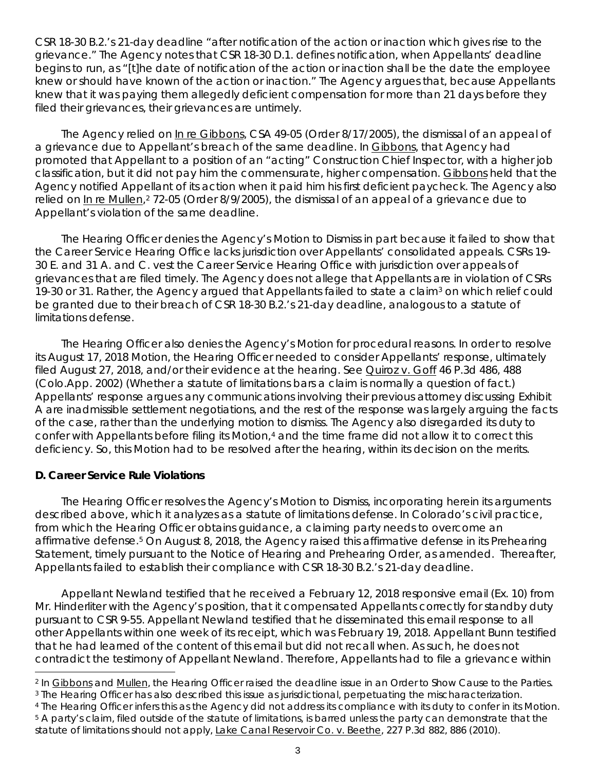CSR 18-30 B.2.'s 21-day deadline "after notification of the action or inaction which gives rise to the grievance." The Agency notes that CSR 18-30 D.1. defines notification, when Appellants' deadline begins to run, as "[t]he date of notification of the action or inaction shall be the date the employee knew or should have known of the action or inaction." The Agency argues that, because Appellants knew that it was paying them allegedly deficient compensation for more than 21 days before they filed their grievances, their grievances are untimely.

The Agency relied on In re Gibbons, CSA 49-05 (Order 8/17/2005), the dismissal of an appeal of a grievance due to Appellant's breach of the same deadline. In Gibbons, that Agency had promoted that Appellant to a position of an "acting" Construction Chief Inspector, with a higher job classification, but it did not pay him the commensurate, higher compensation. Gibbons held that the Agency notified Appellant of its action when it paid him his first deficient paycheck. The Agency also relied on In re Mullen,[2] 72-05 (Order 8/9/2005), the dismissal of an appeal of a grievance due to Appellant's violation of the same deadline.

The Hearing Officer denies the Agency's Motion to Dismiss in part because it failed to show that the Career Service Hearing Office lacks jurisdiction over Appellants' consolidated appeals. CSRs 19-30 E. and 31 A. and C. vest the Career Service Hearing Office with jurisdiction over appeals of grievances that are filed timely. The Agency does not allege that Appellants are in violation of CSRs 19-30 or 31. Rather, the Agency argued that Appellants failed to state a claim[3] on which relief could be granted due to their breach of CSR 18-30 B.2.'s 21-day deadline, analogous to a statute of limitations defense.

The Hearing Officer also denies the Agency's Motion for procedural reasons. In order to resolve its August 17, 2018 Motion, the Hearing Officer needed to consider Appellants' response, ultimately filed August 27, 2018, and/or their evidence at the hearing. See Quiroz v. Goff 46 P.3d 486, 488 (Colo.App. 2002) (Whether a statute of limitations bars a claim is normally a question of fact.) Appellants' response argues any communications involving their previous attorney discussing Exhibit A are inadmissible settlement negotiations, and the rest of the response was largely arguing the facts of the case, rather than the underlying motion to dismiss. The Agency also disregarded its duty to confer with Appellants before filing its Motion,[4] and the time frame did not allow it to correct this deficiency. So, this Motion had to be resolved after the hearing, within its decision on the merits.

### D. Career Service Rule Violations

The Hearing Officer resolves the Agency's Motion to Dismiss, incorporating herein its arguments described above, which it analyzes as a statute of limitations defense. In Colorado's civil practice, from which the Hearing Officer obtains guidance, a claiming party needs to overcome an affirmative defense.[5] On August 8, 2018, the Agency raised this affirmative defense in its Prehearing Statement, timely pursuant to the Notice of Hearing and Prehearing Order, as amended. Thereafter, Appellants failed to establish their compliance with CSR 18-30 B.2.'s 21-day deadline.

Appellant Newland testified that he received a February 12, 2018 responsive email (Ex. 10) from Mr. Hinderliter with the Agency's position, that it compensated Appellants correctly for standby duty pursuant to CSR 9-55. Appellant Newland testified that he disseminated this email response to all other Appellants within one week of its receipt, which was February 19, 2018. Appellant Bunn testified that he had learned of the content of this email but did not recall when. As such, he does not contradict the testimony of Appellant Newland. Therefore, Appellants had to file a grievance within

---

[2] In Gibbons and Mullen, the Hearing Officer raised the deadline issue in an Order to Show Cause to the Parties.

[3] The Hearing Officer has also described this issue as jurisdictional, perpetuating the mischaracterization.

[4] The Hearing Officer infers this as the Agency did not address its compliance with its duty to confer in its Motion.

[5] A party's claim, filed outside of the statute of limitations, is barred unless the party can demonstrate that the statute of limitations should not apply, Lake Canal Reservoir Co. v. Beethe, 227 P.3d 882, 886 (2010).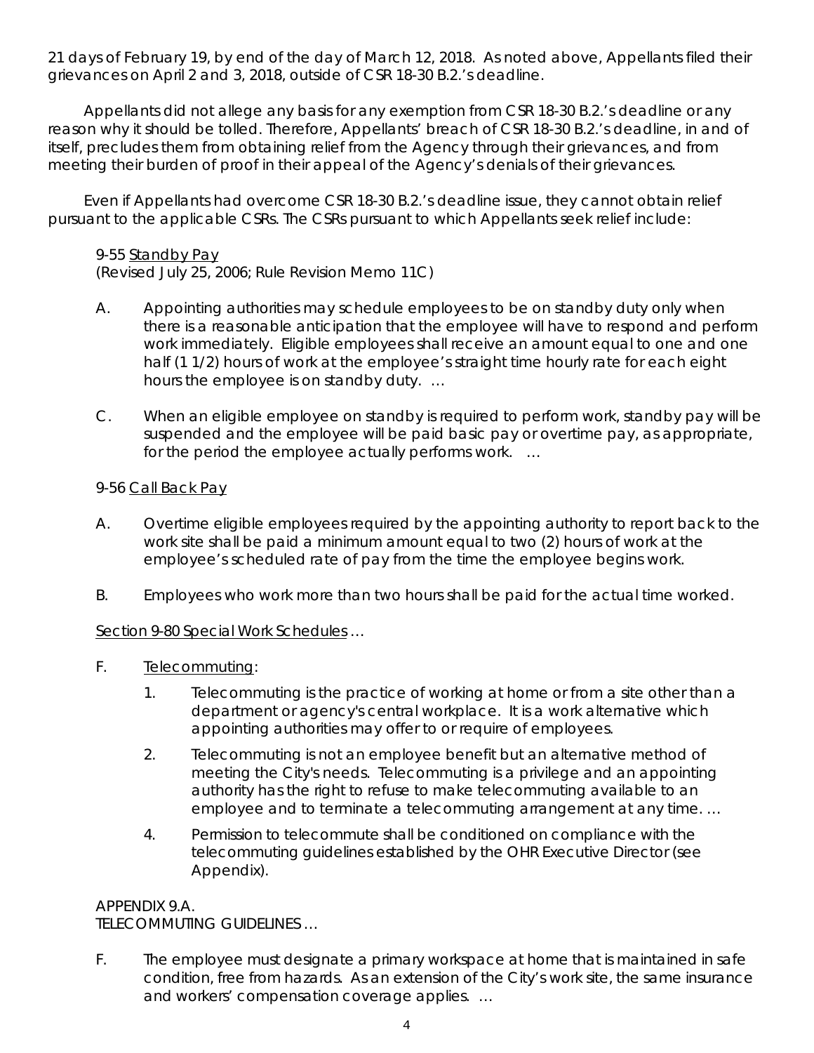21 days of February 19, by end of the day of March 12, 2018. As noted above, Appellants filed their grievances on April 2 and 3, 2018, outside of CSR 18-30 B.2.'s deadline.

Appellants did not allege any basis for any exemption from CSR 18-30 B.2.'s deadline or any reason why it should be tolled. Therefore, Appellants' breach of CSR 18-30 B.2.'s deadline, in and of itself, precludes them from obtaining relief from the Agency through their grievances, and from meeting their burden of proof in their appeal of the Agency's denials of their grievances.

Even if Appellants had overcome CSR 18-30 B.2.'s deadline issue, they cannot obtain relief pursuant to the applicable CSRs. The CSRs pursuant to which Appellants seek relief include:

> 9-55 <u>Standby Pay</u>
> (Revised July 25, 2006; Rule Revision Memo 11C)
>
> A. Appointing authorities may schedule employees to be on standby duty only when there is a reasonable anticipation that the employee will have to respond and perform work immediately. Eligible employees shall receive an amount equal to one and one half (1 1/2) hours of work at the employee's straight time hourly rate for each eight hours the employee is on standby duty. …
>
> C. When an eligible employee on standby is required to perform work, standby pay will be suspended and the employee will be paid basic pay or overtime pay, as appropriate, for the period the employee actually performs work. …
>
> 9-56 <u>Call Back Pay</u>
>
> A. Overtime eligible employees required by the appointing authority to report back to the work site shall be paid a minimum amount equal to two (2) hours of work at the employee's scheduled rate of pay from the time the employee begins work.
>
> B. Employees who work more than two hours shall be paid for the actual time worked.
>
> <u>Section 9-80 Special Work Schedules</u> …
>
> F. <u>Telecommuting</u>:
>
> 1. Telecommuting is the practice of working at home or from a site other than a department or agency's central workplace. It is a work alternative which appointing authorities may offer to or require of employees.
> 2. Telecommuting is not an employee benefit but an alternative method of meeting the City's needs. Telecommuting is a privilege and an appointing authority has the right to refuse to make telecommuting available to an employee and to terminate a telecommuting arrangement at any time. …
> 4. Permission to telecommute shall be conditioned on compliance with the telecommuting guidelines established by the OHR Executive Director (see Appendix).
>
> APPENDIX 9.A.
> TELECOMMUTING GUIDELINES …
>
> F. The employee must designate a primary workspace at home that is maintained in safe condition, free from hazards. As an extension of the City's work site, the same insurance and workers' compensation coverage applies. …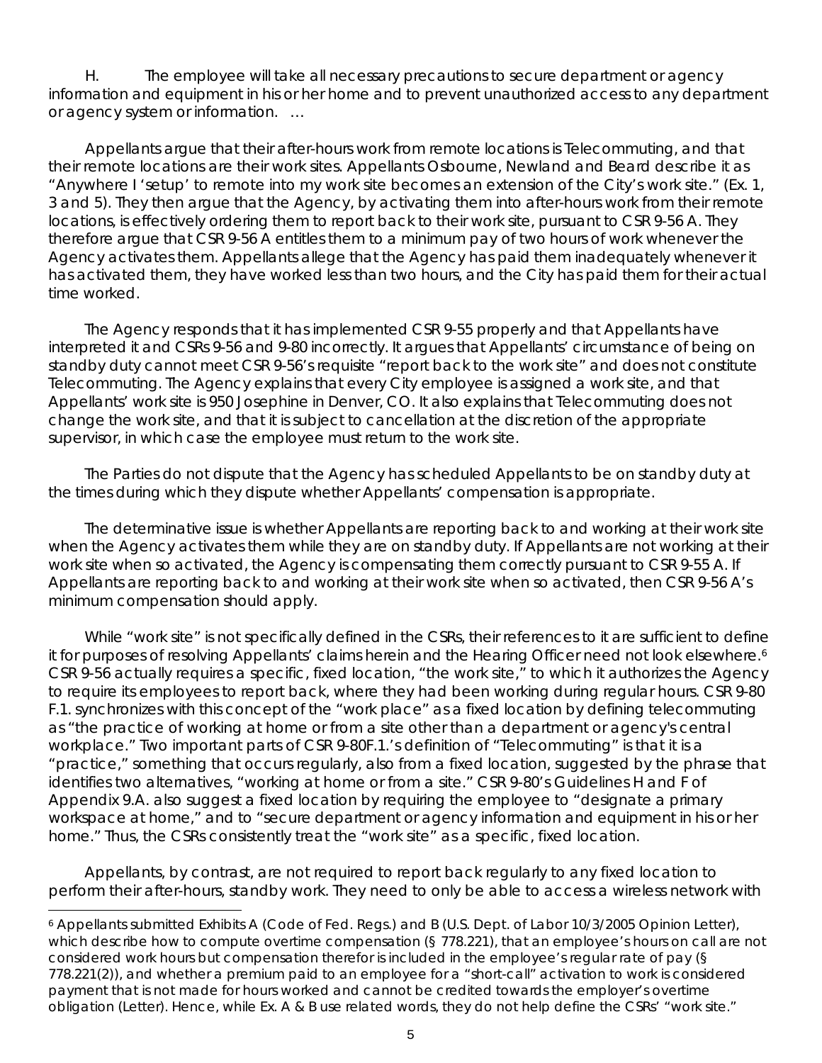H. The employee will take all necessary precautions to secure department or agency information and equipment in his or her home and to prevent unauthorized access to any department or agency system or information. …

Appellants argue that their after-hours work from remote locations is Telecommuting, and that their remote locations are their work sites. Appellants Osbourne, Newland and Beard describe it as "Anywhere I 'setup' to remote into my work site becomes an extension of the City's work site." (Ex. 1, 3 and 5). They then argue that the Agency, by activating them into after-hours work from their remote locations, is effectively ordering them to report back to their work site, pursuant to CSR 9-56 A. They therefore argue that CSR 9-56 A entitles them to a minimum pay of two hours of work whenever the Agency activates them. Appellants allege that the Agency has paid them inadequately whenever it has activated them, they have worked less than two hours, and the City has paid them for their actual time worked.

The Agency responds that it has implemented CSR 9-55 properly and that Appellants have interpreted it and CSRs 9-56 and 9-80 incorrectly. It argues that Appellants' circumstance of being on standby duty cannot meet CSR 9-56's requisite "report back to the work site" and does not constitute Telecommuting. The Agency explains that every City employee is assigned a work site, and that Appellants' work site is 950 Josephine in Denver, CO. It also explains that Telecommuting does not change the work site, and that it is subject to cancellation at the discretion of the appropriate supervisor, in which case the employee must return to the work site.

The Parties do not dispute that the Agency has scheduled Appellants to be on standby duty at the times during which they dispute whether Appellants' compensation is appropriate.

The determinative issue is whether Appellants are reporting back to and working at their work site when the Agency activates them while they are on standby duty. If Appellants are not working at their work site when so activated, the Agency is compensating them correctly pursuant to CSR 9-55 A. If Appellants are reporting back to and working at their work site when so activated, then CSR 9-56 A's minimum compensation should apply.

While "work site" is not specifically defined in the CSRs, their references to it are sufficient to define it for purposes of resolving Appellants' claims herein and the Hearing Officer need not look elsewhere.[6] CSR 9-56 actually requires a specific, fixed location, "the work site," to which it authorizes the Agency to require its employees to report back, where they had been working during regular hours. CSR 9-80 F.1. synchronizes with this concept of the "work place" as a fixed location by defining telecommuting as "the practice of working at home or from a site other than a department or agency's central workplace." Two important parts of CSR 9-80F.1.'s definition of "Telecommuting" is that it is a "practice," something that occurs regularly, also from a fixed location, suggested by the phrase that identifies two alternatives, "working at home or from a site." CSR 9-80's Guidelines H and F of Appendix 9.A. also suggest a fixed location by requiring the employee to "designate a primary workspace at home," and to "secure department or agency information and equipment in his or her home." Thus, the CSRs consistently treat the "work site" as a specific, fixed location.

Appellants, by contrast, are not required to report back regularly to any fixed location to perform their after-hours, standby work. They need to only be able to access a wireless network with

---

[6] Appellants submitted Exhibits A (Code of Fed. Regs.) and B (U.S. Dept. of Labor 10/3/2005 Opinion Letter), which describe how to compute overtime compensation (§ 778.221), that an employee's hours on call are not considered work hours but compensation therefor is included in the employee's regular rate of pay (§ 778.221(2)), and whether a premium paid to an employee for a "short-call" activation to work is considered payment that is not made for hours worked and cannot be credited towards the employer's overtime obligation (Letter). Hence, while Ex. A & B use related words, they do not help define the CSRs' "work site."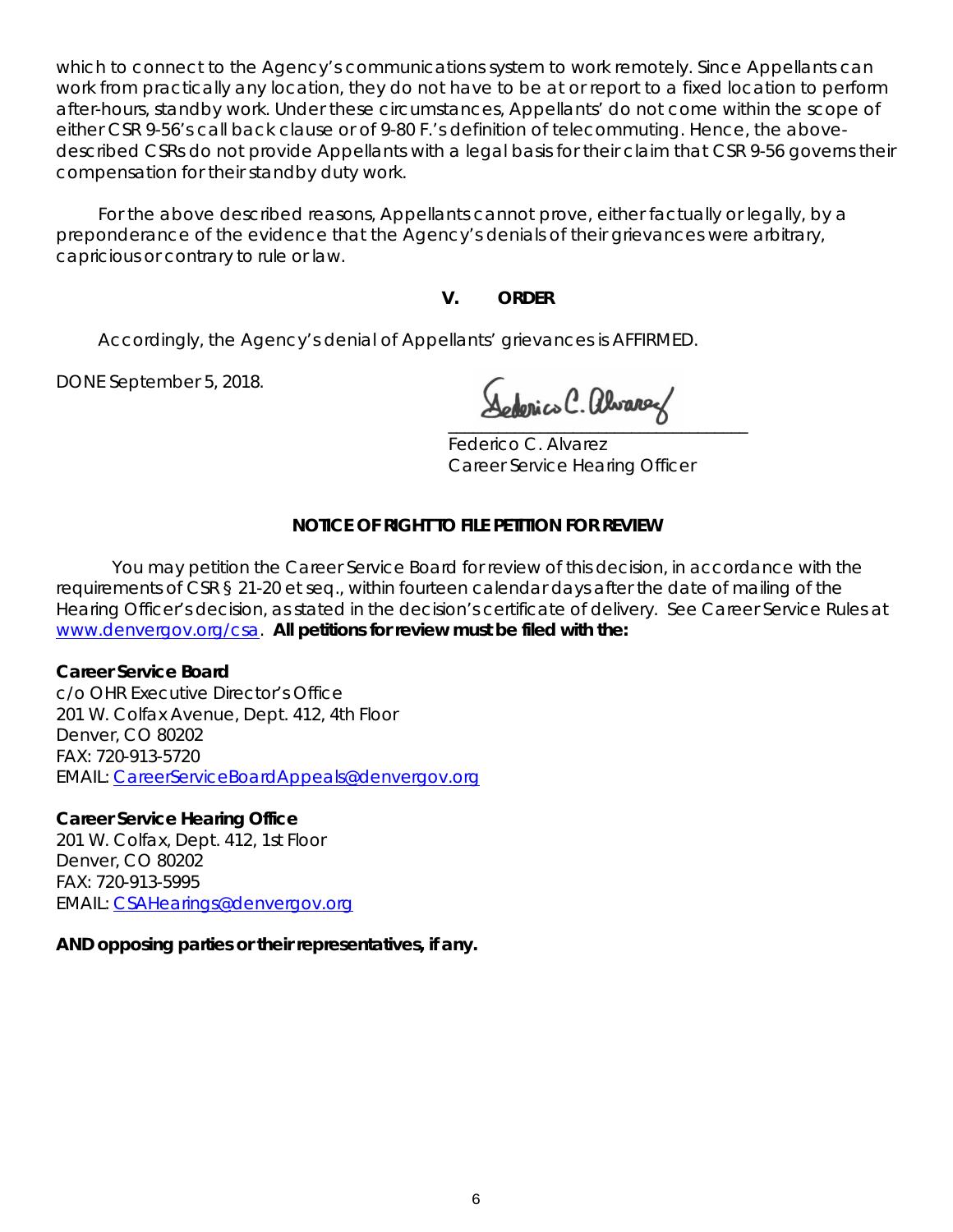which to connect to the Agency's communications system to work remotely. Since Appellants can work from practically any location, they do not have to be at or report to a fixed location to perform after-hours, standby work. Under these circumstances, Appellants' do not come within the scope of either CSR 9-56's call back clause or of 9-80 F.'s definition of telecommuting. Hence, the above-described CSRs do not provide Appellants with a legal basis for their claim that CSR 9-56 governs their compensation for their standby duty work.

For the above described reasons, Appellants cannot prove, either factually or legally, by a preponderance of the evidence that the Agency's denials of their grievances were arbitrary, capricious or contrary to rule or law.

## V. ORDER

Accordingly, the Agency's denial of Appellants' grievances is AFFIRMED.

DONE September 5, 2018.

Federico C. Alvarez
Career Service Hearing Officer

**NOTICE OF RIGHT TO FILE PETITION FOR REVIEW**

You may petition the Career Service Board for review of this decision, in accordance with the requirements of CSR § 21-20 et seq., within fourteen calendar days after the date of mailing of the Hearing Officer's decision, as stated in the decision's certificate of delivery. See Career Service Rules at www.denvergov.org/csa. **All petitions for review must be filed with the:**

**Career Service Board**
c/o OHR Executive Director's Office
201 W. Colfax Avenue, Dept. 412, 4th Floor
Denver, CO 80202
FAX: 720-913-5720
EMAIL: CareerServiceBoardAppeals@denvergov.org

**Career Service Hearing Office**
201 W. Colfax, Dept. 412, 1st Floor
Denver, CO 80202
FAX: 720-913-5995
EMAIL: CSAHearings@denvergov.org

**AND opposing parties or their representatives, if any.**